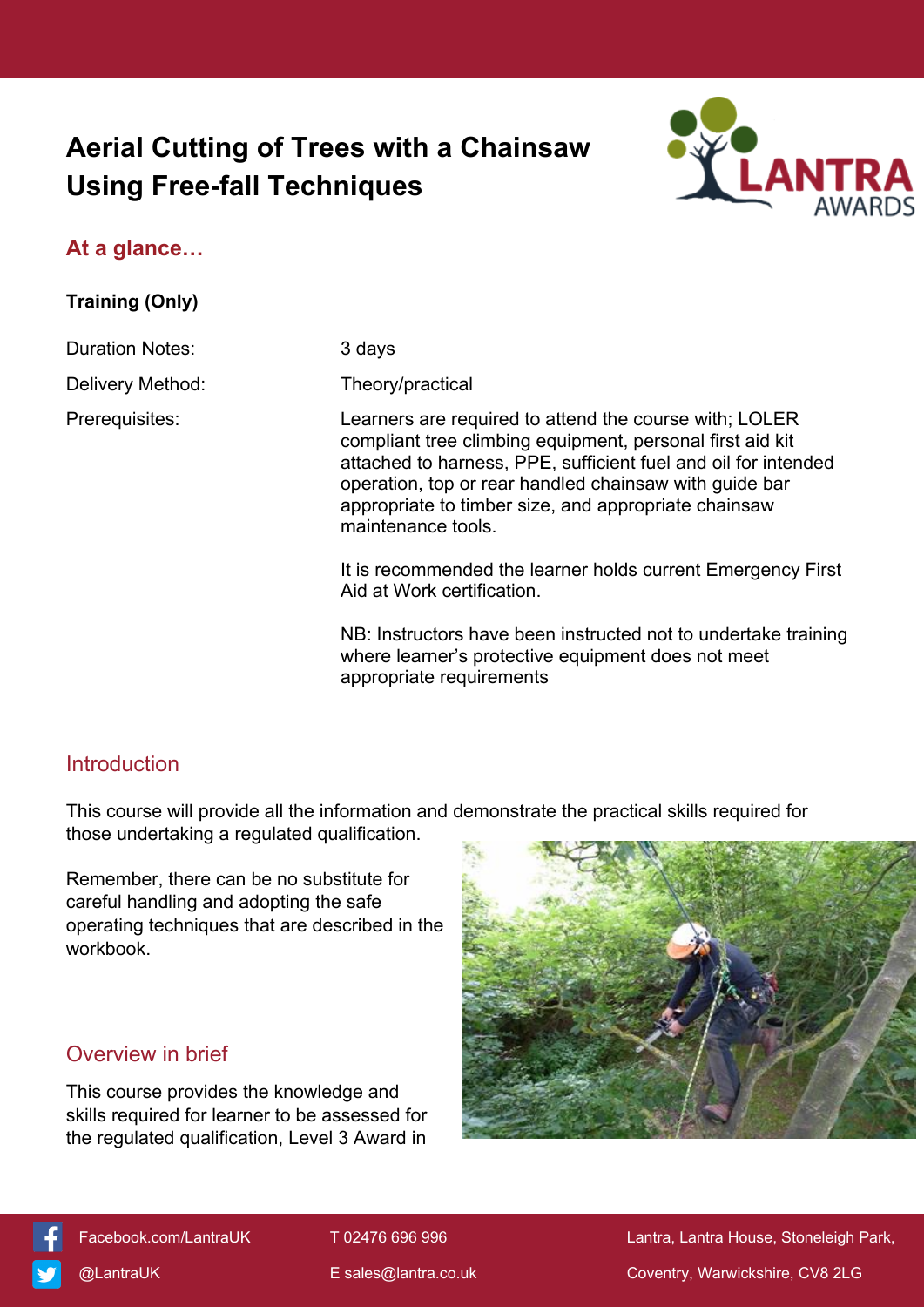# Aerial Cutting of Trees with a Chainsaw Using Free-fall Techniques

## At a glance…

**Training (Only)**

| | |
|---|---|
| Duration Notes: | 3 days |
| Delivery Method: | Theory/practical |
| Prerequisites: | Learners are required to attend the course with; LOLER compliant tree climbing equipment, personal first aid kit attached to harness, PPE, sufficient fuel and oil for intended operation, top or rear handled chainsaw with guide bar appropriate to timber size, and appropriate chainsaw maintenance tools.<br><br>It is recommended the learner holds current Emergency First Aid at Work certification.<br><br>NB: Instructors have been instructed not to undertake training where learner's protective equipment does not meet appropriate requirements |

## Introduction

This course will provide all the information and demonstrate the practical skills required for those undertaking a regulated qualification.

Remember, there can be no substitute for careful handling and adopting the safe operating techniques that are described in the workbook.

## Overview in brief

This course provides the knowledge and skills required for learner to be assessed for the regulated qualification, Level 3 Award in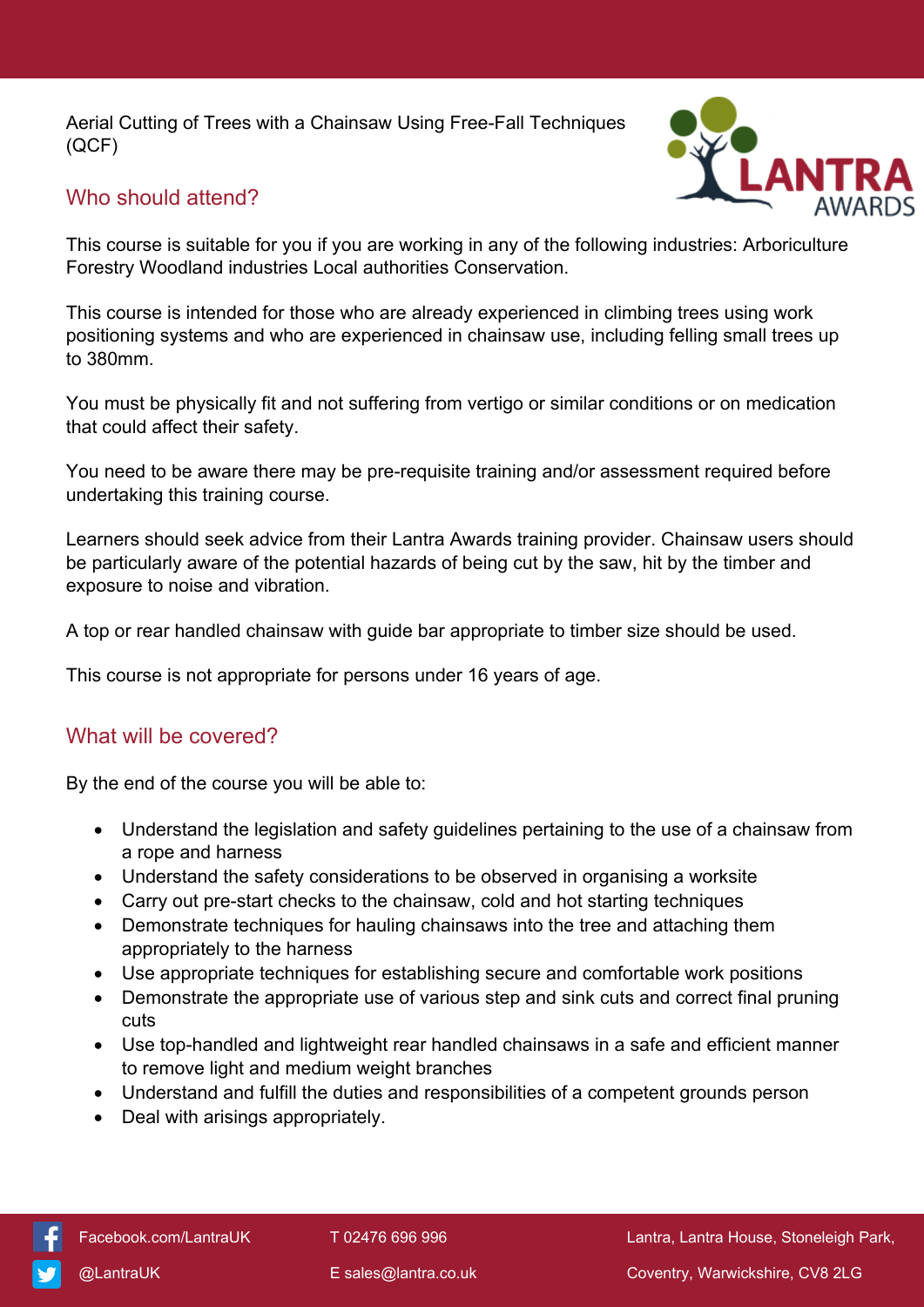Aerial Cutting of Trees with a Chainsaw Using Free-Fall Techniques (QCF)

## Who should attend?

This course is suitable for you if you are working in any of the following industries: Arboriculture Forestry Woodland industries Local authorities Conservation.

This course is intended for those who are already experienced in climbing trees using work positioning systems and who are experienced in chainsaw use, including felling small trees up to 380mm.

You must be physically fit and not suffering from vertigo or similar conditions or on medication that could affect their safety.

You need to be aware there may be pre-requisite training and/or assessment required before undertaking this training course.

Learners should seek advice from their Lantra Awards training provider. Chainsaw users should be particularly aware of the potential hazards of being cut by the saw, hit by the timber and exposure to noise and vibration.

A top or rear handled chainsaw with guide bar appropriate to timber size should be used.

This course is not appropriate for persons under 16 years of age.

## What will be covered?

By the end of the course you will be able to:

- Understand the legislation and safety guidelines pertaining to the use of a chainsaw from a rope and harness
- Understand the safety considerations to be observed in organising a worksite
- Carry out pre-start checks to the chainsaw, cold and hot starting techniques
- Demonstrate techniques for hauling chainsaws into the tree and attaching them appropriately to the harness
- Use appropriate techniques for establishing secure and comfortable work positions
- Demonstrate the appropriate use of various step and sink cuts and correct final pruning cuts
- Use top-handled and lightweight rear handled chainsaws in a safe and efficient manner to remove light and medium weight branches
- Understand and fulfill the duties and responsibilities of a competent grounds person
- Deal with arisings appropriately.

Facebook.com/LantraUK
@LantraUK
T 02476 696 996
E sales@lantra.co.uk
Lantra, Lantra House, Stoneleigh Park, Coventry, Warwickshire, CV8 2LG